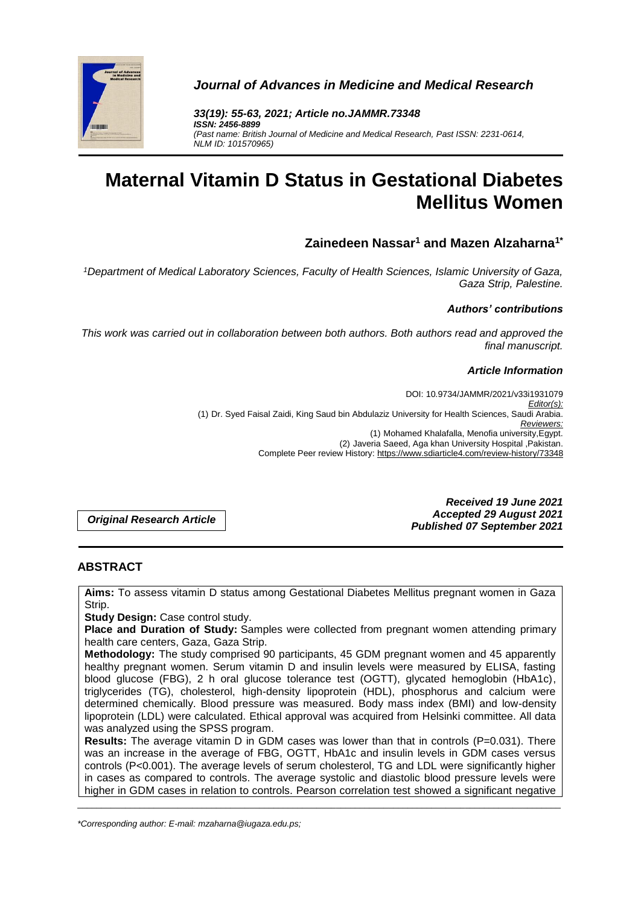*Journal of Advances in Medicine and Medical Research*

***33(19): 55-63, 2021; Article no.JAMMR.73348***
***ISSN: 2456-8899***
*(Past name: British Journal of Medicine and Medical Research, Past ISSN: 2231-0614, NLM ID: 101570965)*

# Maternal Vitamin D Status in Gestational Diabetes Mellitus Women

**Zainedeen Nassar[1] and Mazen Alzaharna[1*]**

*[1]Department of Medical Laboratory Sciences, Faculty of Health Sciences, Islamic University of Gaza, Gaza Strip, Palestine.*

***Authors' contributions***

*This work was carried out in collaboration between both authors. Both authors read and approved the final manuscript.*

***Article Information***

DOI: 10.9734/JAMMR/2021/v33i1931079
*Editor(s):*
(1) Dr. Syed Faisal Zaidi, King Saud bin Abdulaziz University for Health Sciences, Saudi Arabia.
*Reviewers:*
(1) Mohamed Khalafalla, Menofia university,Egypt.
(2) Javeria Saeed, Aga khan University Hospital ,Pakistan.
Complete Peer review History: https://www.sdiarticle4.com/review-history/73348

***Original Research Article***

***Received 19 June 2021***
***Accepted 29 August 2021***
***Published 07 September 2021***

## ABSTRACT

**Aims:** To assess vitamin D status among Gestational Diabetes Mellitus pregnant women in Gaza Strip.

**Study Design:** Case control study.

**Place and Duration of Study:** Samples were collected from pregnant women attending primary health care centers, Gaza, Gaza Strip.

**Methodology:** The study comprised 90 participants, 45 GDM pregnant women and 45 apparently healthy pregnant women. Serum vitamin D and insulin levels were measured by ELISA, fasting blood glucose (FBG), 2 h oral glucose tolerance test (OGTT), glycated hemoglobin (HbA1c), triglycerides (TG), cholesterol, high-density lipoprotein (HDL), phosphorus and calcium were determined chemically. Blood pressure was measured. Body mass index (BMI) and low-density lipoprotein (LDL) were calculated. Ethical approval was acquired from Helsinki committee. All data was analyzed using the SPSS program.

**Results:** The average vitamin D in GDM cases was lower than that in controls (P=0.031). There was an increase in the average of FBG, OGTT, HbA1c and insulin levels in GDM cases versus controls (P<0.001). The average levels of serum cholesterol, TG and LDL were significantly higher in cases as compared to controls. The average systolic and diastolic blood pressure levels were higher in GDM cases in relation to controls. Pearson correlation test showed a significant negative

*\*Corresponding author: E-mail: mzaharna@iugaza.edu.ps;*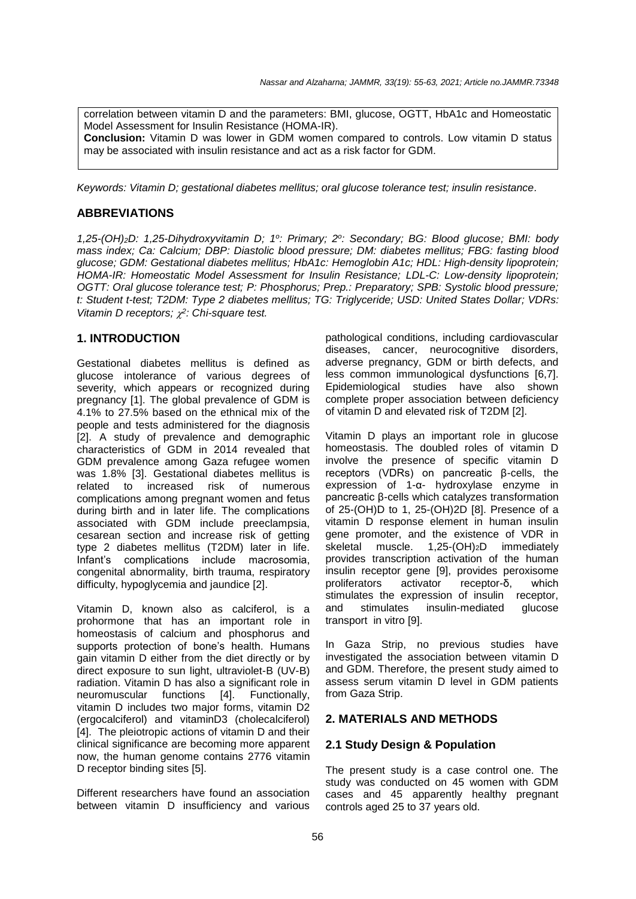correlation between vitamin D and the parameters: BMI, glucose, OGTT, HbA1c and Homeostatic Model Assessment for Insulin Resistance (HOMA-IR).

**Conclusion:** Vitamin D was lower in GDM women compared to controls. Low vitamin D status may be associated with insulin resistance and act as a risk factor for GDM.

*Keywords: Vitamin D; gestational diabetes mellitus; oral glucose tolerance test; insulin resistance.*

## ABBREVIATIONS

*$1,25\text{-}(OH)_2D$: 1,25-Dihydroxyvitamin D; 1º: Primary; 2º: Secondary; BG: Blood glucose; BMI: body mass index; Ca: Calcium; DBP: Diastolic blood pressure; DM: diabetes mellitus; FBG: fasting blood glucose; GDM: Gestational diabetes mellitus; HbA1c: Hemoglobin A1c; HDL: High-density lipoprotein; HOMA-IR: Homeostatic Model Assessment for Insulin Resistance; LDL-C: Low-density lipoprotein; OGTT: Oral glucose tolerance test; P: Phosphorus; Prep.: Preparatory; SPB: Systolic blood pressure; t: Student t-test; T2DM: Type 2 diabetes mellitus; TG: Triglyceride; USD: United States Dollar; VDRs: Vitamin D receptors; $\chi^2$: Chi-square test.*

## 1. INTRODUCTION

Gestational diabetes mellitus is defined as glucose intolerance of various degrees of severity, which appears or recognized during pregnancy [1]. The global prevalence of GDM is 4.1% to 27.5% based on the ethnical mix of the people and tests administered for the diagnosis [2]. A study of prevalence and demographic characteristics of GDM in 2014 revealed that GDM prevalence among Gaza refugee women was 1.8% [3]. Gestational diabetes mellitus is related to increased risk of numerous complications among pregnant women and fetus during birth and in later life. The complications associated with GDM include preeclampsia, cesarean section and increase risk of getting type 2 diabetes mellitus (T2DM) later in life. Infant's complications include macrosomia, congenital abnormality, birth trauma, respiratory difficulty, hypoglycemia and jaundice [2].

Vitamin D, known also as calciferol, is a prohormone that has an important role in homeostasis of calcium and phosphorus and supports protection of bone's health. Humans gain vitamin D either from the diet directly or by direct exposure to sun light, ultraviolet-B (UV-B) radiation. Vitamin D has also a significant role in neuromuscular functions [4]. Functionally, vitamin D includes two major forms, vitamin D2 (ergocalciferol) and vitaminD3 (cholecalciferol) [4]. The pleiotropic actions of vitamin D and their clinical significance are becoming more apparent now, the human genome contains 2776 vitamin D receptor binding sites [5].

Different researchers have found an association between vitamin D insufficiency and various pathological conditions, including cardiovascular diseases, cancer, neurocognitive disorders, adverse pregnancy, GDM or birth defects, and less common immunological dysfunctions [6,7]. Epidemiological studies have also shown complete proper association between deficiency of vitamin D and elevated risk of T2DM [2].

Vitamin D plays an important role in glucose homeostasis. The doubled roles of vitamin D involve the presence of specific vitamin D receptors (VDRs) on pancreatic β-cells, the expression of 1-α- hydroxylase enzyme in pancreatic β-cells which catalyzes transformation of 25-(OH)D to 1, 25-(OH)2D [8]. Presence of a vitamin D response element in human insulin gene promoter, and the existence of VDR in skeletal muscle. $1,25\text{-}(OH)_2D$ immediately provides transcription activation of the human insulin receptor gene [9], provides peroxisome proliferators activator receptor-δ, which stimulates the expression of insulin receptor, and stimulates insulin-mediated glucose transport in vitro [9].

In Gaza Strip, no previous studies have investigated the association between vitamin D and GDM. Therefore, the present study aimed to assess serum vitamin D level in GDM patients from Gaza Strip.

## 2. MATERIALS AND METHODS

### 2.1 Study Design & Population

The present study is a case control one. The study was conducted on 45 women with GDM cases and 45 apparently healthy pregnant controls aged 25 to 37 years old.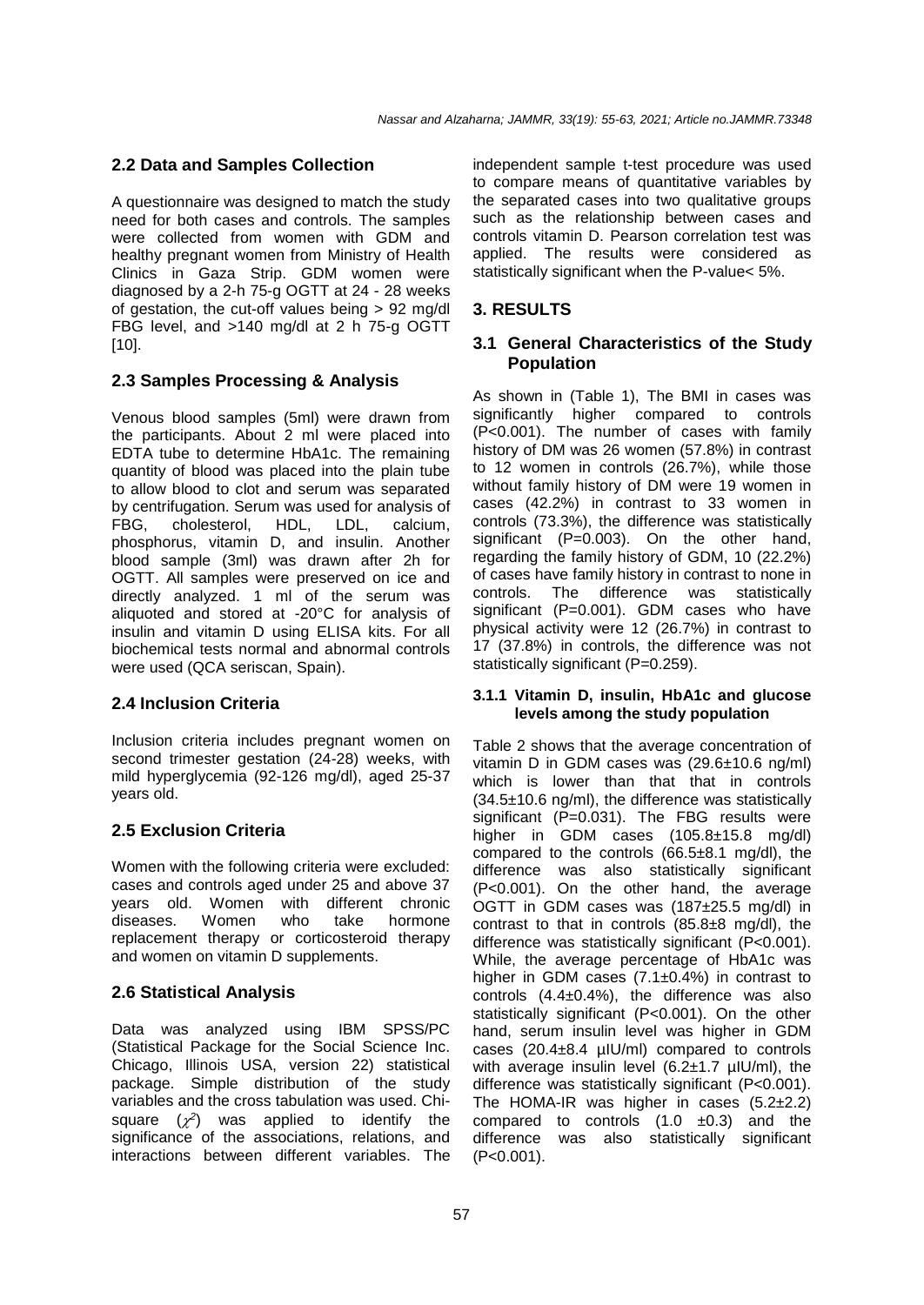## 2.2 Data and Samples Collection

A questionnaire was designed to match the study need for both cases and controls. The samples were collected from women with GDM and healthy pregnant women from Ministry of Health Clinics in Gaza Strip. GDM women were diagnosed by a 2-h 75-g OGTT at 24 - 28 weeks of gestation, the cut-off values being > 92 mg/dl FBG level, and >140 mg/dl at 2 h 75-g OGTT [10].

## 2.3 Samples Processing & Analysis

Venous blood samples (5ml) were drawn from the participants. About 2 ml were placed into EDTA tube to determine HbA1c. The remaining quantity of blood was placed into the plain tube to allow blood to clot and serum was separated by centrifugation. Serum was used for analysis of FBG, cholesterol, HDL, LDL, calcium, phosphorus, vitamin D, and insulin. Another blood sample (3ml) was drawn after 2h for OGTT. All samples were preserved on ice and directly analyzed. 1 ml of the serum was aliquoted and stored at -20°C for analysis of insulin and vitamin D using ELISA kits. For all biochemical tests normal and abnormal controls were used (QCA seriscan, Spain).

## 2.4 Inclusion Criteria

Inclusion criteria includes pregnant women on second trimester gestation (24-28) weeks, with mild hyperglycemia (92-126 mg/dl), aged 25-37 years old.

## 2.5 Exclusion Criteria

Women with the following criteria were excluded: cases and controls aged under 25 and above 37 years old. Women with different chronic diseases. Women who take hormone replacement therapy or corticosteroid therapy and women on vitamin D supplements.

## 2.6 Statistical Analysis

Data was analyzed using IBM SPSS/PC (Statistical Package for the Social Science Inc. Chicago, Illinois USA, version 22) statistical package. Simple distribution of the study variables and the cross tabulation was used. Chi-square ($\chi^2$) was applied to identify the significance of the associations, relations, and interactions between different variables. The independent sample t-test procedure was used to compare means of quantitative variables by the separated cases into two qualitative groups such as the relationship between cases and controls vitamin D. Pearson correlation test was applied. The results were considered as statistically significant when the P-value< 5%.

# 3. RESULTS

## 3.1 General Characteristics of the Study Population

As shown in (Table 1), The BMI in cases was significantly higher compared to controls (P<0.001). The number of cases with family history of DM was 26 women (57.8%) in contrast to 12 women in controls (26.7%), while those without family history of DM were 19 women in cases (42.2%) in contrast to 33 women in controls (73.3%), the difference was statistically significant (P=0.003). On the other hand, regarding the family history of GDM, 10 (22.2%) of cases have family history in contrast to none in controls. The difference was statistically significant (P=0.001). GDM cases who have physical activity were 12 (26.7%) in contrast to 17 (37.8%) in controls, the difference was not statistically significant (P=0.259).

### 3.1.1 Vitamin D, insulin, HbA1c and glucose levels among the study population

Table 2 shows that the average concentration of vitamin D in GDM cases was (29.6±10.6 ng/ml) which is lower than that that in controls (34.5±10.6 ng/ml), the difference was statistically significant (P=0.031). The FBG results were higher in GDM cases (105.8±15.8 mg/dl) compared to the controls (66.5±8.1 mg/dl), the difference was also statistically significant (P<0.001). On the other hand, the average OGTT in GDM cases was (187±25.5 mg/dl) in contrast to that in controls (85.8±8 mg/dl), the difference was statistically significant (P<0.001). While, the average percentage of HbA1c was higher in GDM cases (7.1±0.4%) in contrast to controls (4.4±0.4%), the difference was also statistically significant (P<0.001). On the other hand, serum insulin level was higher in GDM cases (20.4±8.4 µIU/ml) compared to controls with average insulin level (6.2±1.7 µIU/ml), the difference was statistically significant (P<0.001). The HOMA-IR was higher in cases (5.2±2.2) compared to controls (1.0 ±0.3) and the difference was also statistically significant (P<0.001).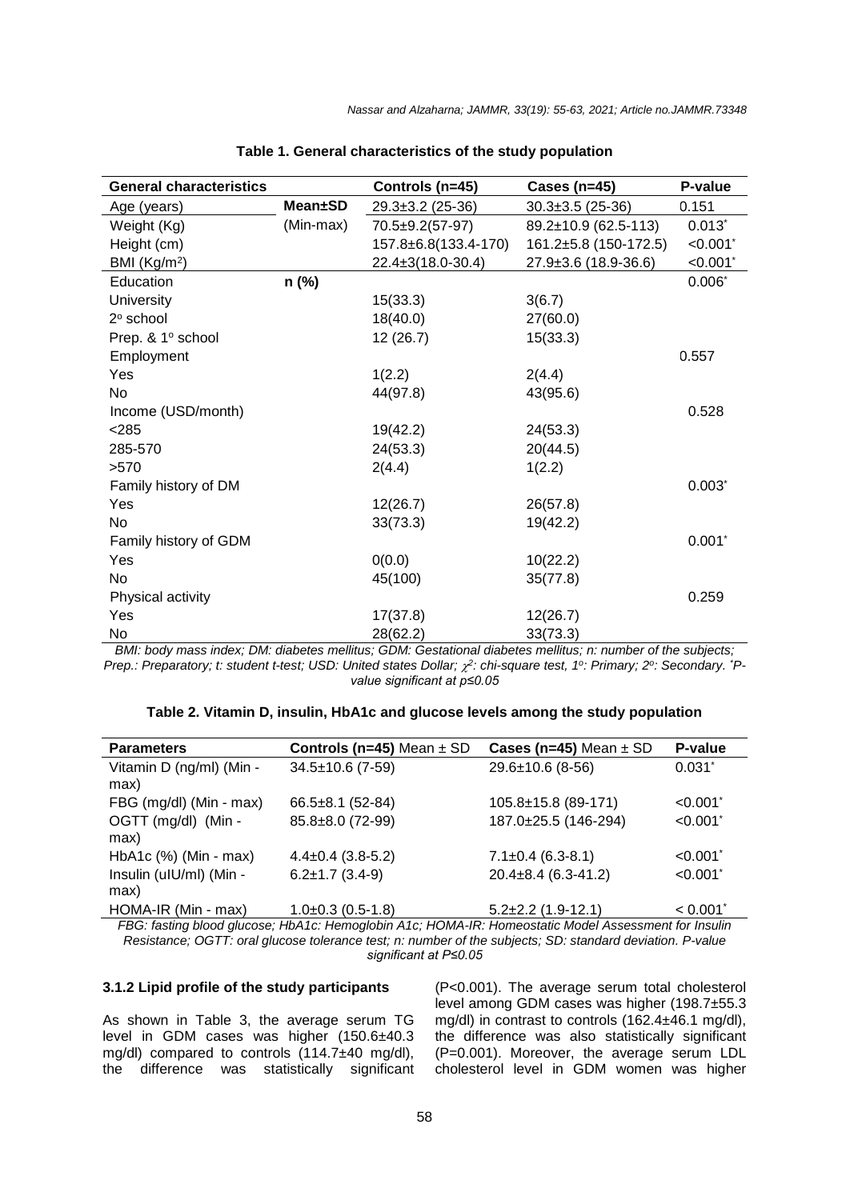**Table 1. General characteristics of the study population**

| General characteristics | | Controls (n=45) | Cases (n=45) | P-value |
|---|---|---|---|---|
| Age (years) | **Mean±SD** | 29.3±3.2 (25-36) | 30.3±3.5 (25-36) | 0.151 |
| Weight (Kg) | (Min-max) | 70.5±9.2(57-97) | 89.2±10.9 (62.5-113) | 0.013* |
| Height (cm) | | 157.8±6.8(133.4-170) | 161.2±5.8 (150-172.5) | <0.001* |
| BMI (Kg/m$^2$) | | 22.4±3(18.0-30.4) | 27.9±3.6 (18.9-36.6) | <0.001* |
| Education | **n (%)** | | | 0.006* |
| University | | 15(33.3) | 3(6.7) | |
| 2° school | | 18(40.0) | 27(60.0) | |
| Prep. & 1° school | | 12 (26.7) | 15(33.3) | |
| Employment | | | | 0.557 |
| Yes | | 1(2.2) | 2(4.4) | |
| No | | 44(97.8) | 43(95.6) | |
| Income (USD/month) | | | | 0.528 |
| <285 | | 19(42.2) | 24(53.3) | |
| 285-570 | | 24(53.3) | 20(44.5) | |
| >570 | | 2(4.4) | 1(2.2) | |
| Family history of DM | | | | 0.003* |
| Yes | | 12(26.7) | 26(57.8) | |
| No | | 33(73.3) | 19(42.2) | |
| Family history of GDM | | | | 0.001* |
| Yes | | 0(0.0) | 10(22.2) | |
| No | | 45(100) | 35(77.8) | |
| Physical activity | | | | 0.259 |
| Yes | | 17(37.8) | 12(26.7) | |
| No | | 28(62.2) | 33(73.3) | |

*BMI: body mass index; DM: diabetes mellitus; GDM: Gestational diabetes mellitus; n: number of the subjects; Prep.: Preparatory; t: student t-test; USD: United states Dollar; $\chi^2$: chi-square test, 1°: Primary; 2°: Secondary. *P-value significant at p≤0.05*

**Table 2. Vitamin D, insulin, HbA1c and glucose levels among the study population**

| Parameters | Controls (n=45) Mean ± SD | Cases (n=45) Mean ± SD | P-value |
|---|---|---|---|
| Vitamin D (ng/ml) (Min - max) | 34.5±10.6 (7-59) | 29.6±10.6 (8-56) | 0.031* |
| FBG (mg/dl) (Min - max) | 66.5±8.1 (52-84) | 105.8±15.8 (89-171) | <0.001* |
| OGTT (mg/dl) (Min - max) | 85.8±8.0 (72-99) | 187.0±25.5 (146-294) | <0.001* |
| HbA1c (%) (Min - max) | 4.4±0.4 (3.8-5.2) | 7.1±0.4 (6.3-8.1) | <0.001* |
| Insulin (uIU/ml) (Min - max) | 6.2±1.7 (3.4-9) | 20.4±8.4 (6.3-41.2) | <0.001* |
| HOMA-IR (Min - max) | 1.0±0.3 (0.5-1.8) | 5.2±2.2 (1.9-12.1) | < 0.001* |

*FBG: fasting blood glucose; HbA1c: Hemoglobin A1c; HOMA-IR: Homeostatic Model Assessment for Insulin Resistance; OGTT: oral glucose tolerance test; n: number of the subjects; SD: standard deviation. P-value significant at P≤0.05*

### 3.1.2 Lipid profile of the study participants

As shown in Table 3, the average serum TG level in GDM cases was higher (150.6±40.3 mg/dl) compared to controls (114.7±40 mg/dl), the difference was statistically significant (P<0.001). The average serum total cholesterol level among GDM cases was higher (198.7±55.3 mg/dl) in contrast to controls (162.4±46.1 mg/dl), the difference was also statistically significant (P=0.001). Moreover, the average serum LDL cholesterol level in GDM women was higher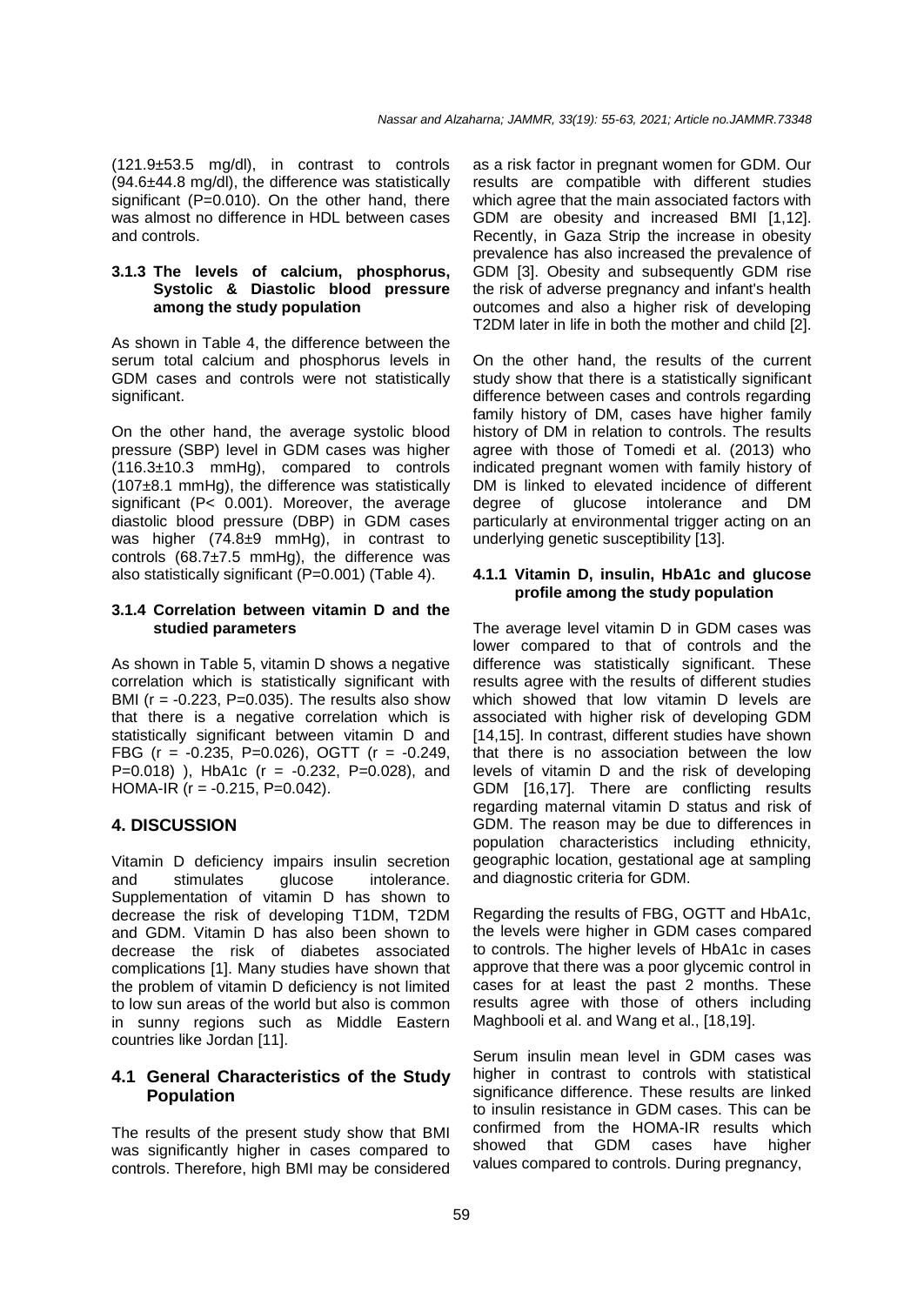(121.9±53.5 mg/dl), in contrast to controls (94.6±44.8 mg/dl), the difference was statistically significant (P=0.010). On the other hand, there was almost no difference in HDL between cases and controls.

#### 3.1.3 The levels of calcium, phosphorus, Systolic & Diastolic blood pressure among the study population

As shown in Table 4, the difference between the serum total calcium and phosphorus levels in GDM cases and controls were not statistically significant.

On the other hand, the average systolic blood pressure (SBP) level in GDM cases was higher (116.3±10.3 mmHg), compared to controls (107±8.1 mmHg), the difference was statistically significant (P< 0.001). Moreover, the average diastolic blood pressure (DBP) in GDM cases was higher (74.8±9 mmHg), in contrast to controls (68.7±7.5 mmHg), the difference was also statistically significant (P=0.001) (Table 4).

#### 3.1.4 Correlation between vitamin D and the studied parameters

As shown in Table 5, vitamin D shows a negative correlation which is statistically significant with BMI ($r = -0.223$, P=0.035). The results also show that there is a negative correlation which is statistically significant between vitamin D and FBG ($r = -0.235$, P=0.026), OGTT ($r = -0.249$, P=0.018) ), HbA1c ($r = -0.232$, P=0.028), and HOMA-IR ($r = -0.215$, P=0.042).

## 4. DISCUSSION

Vitamin D deficiency impairs insulin secretion and stimulates glucose intolerance. Supplementation of vitamin D has shown to decrease the risk of developing T1DM, T2DM and GDM. Vitamin D has also been shown to decrease the risk of diabetes associated complications [1]. Many studies have shown that the problem of vitamin D deficiency is not limited to low sun areas of the world but also is common in sunny regions such as Middle Eastern countries like Jordan [11].

### 4.1 General Characteristics of the Study Population

The results of the present study show that BMI was significantly higher in cases compared to controls. Therefore, high BMI may be considered as a risk factor in pregnant women for GDM. Our results are compatible with different studies which agree that the main associated factors with GDM are obesity and increased BMI [1,12]. Recently, in Gaza Strip the increase in obesity prevalence has also increased the prevalence of GDM [3]. Obesity and subsequently GDM rise the risk of adverse pregnancy and infant's health outcomes and also a higher risk of developing T2DM later in life in both the mother and child [2].

On the other hand, the results of the current study show that there is a statistically significant difference between cases and controls regarding family history of DM, cases have higher family history of DM in relation to controls. The results agree with those of Tomedi et al. (2013) who indicated pregnant women with family history of DM is linked to elevated incidence of different degree of glucose intolerance and DM particularly at environmental trigger acting on an underlying genetic susceptibility [13].

#### 4.1.1 Vitamin D, insulin, HbA1c and glucose profile among the study population

The average level vitamin D in GDM cases was lower compared to that of controls and the difference was statistically significant. These results agree with the results of different studies which showed that low vitamin D levels are associated with higher risk of developing GDM [14,15]. In contrast, different studies have shown that there is no association between the low levels of vitamin D and the risk of developing GDM [16,17]. There are conflicting results regarding maternal vitamin D status and risk of GDM. The reason may be due to differences in population characteristics including ethnicity, geographic location, gestational age at sampling and diagnostic criteria for GDM.

Regarding the results of FBG, OGTT and HbA1c, the levels were higher in GDM cases compared to controls. The higher levels of HbA1c in cases approve that there was a poor glycemic control in cases for at least the past 2 months. These results agree with those of others including Maghbooli et al. and Wang et al., [18,19].

Serum insulin mean level in GDM cases was higher in contrast to controls with statistical significance difference. These results are linked to insulin resistance in GDM cases. This can be confirmed from the HOMA-IR results which showed that GDM cases have higher values compared to controls. During pregnancy,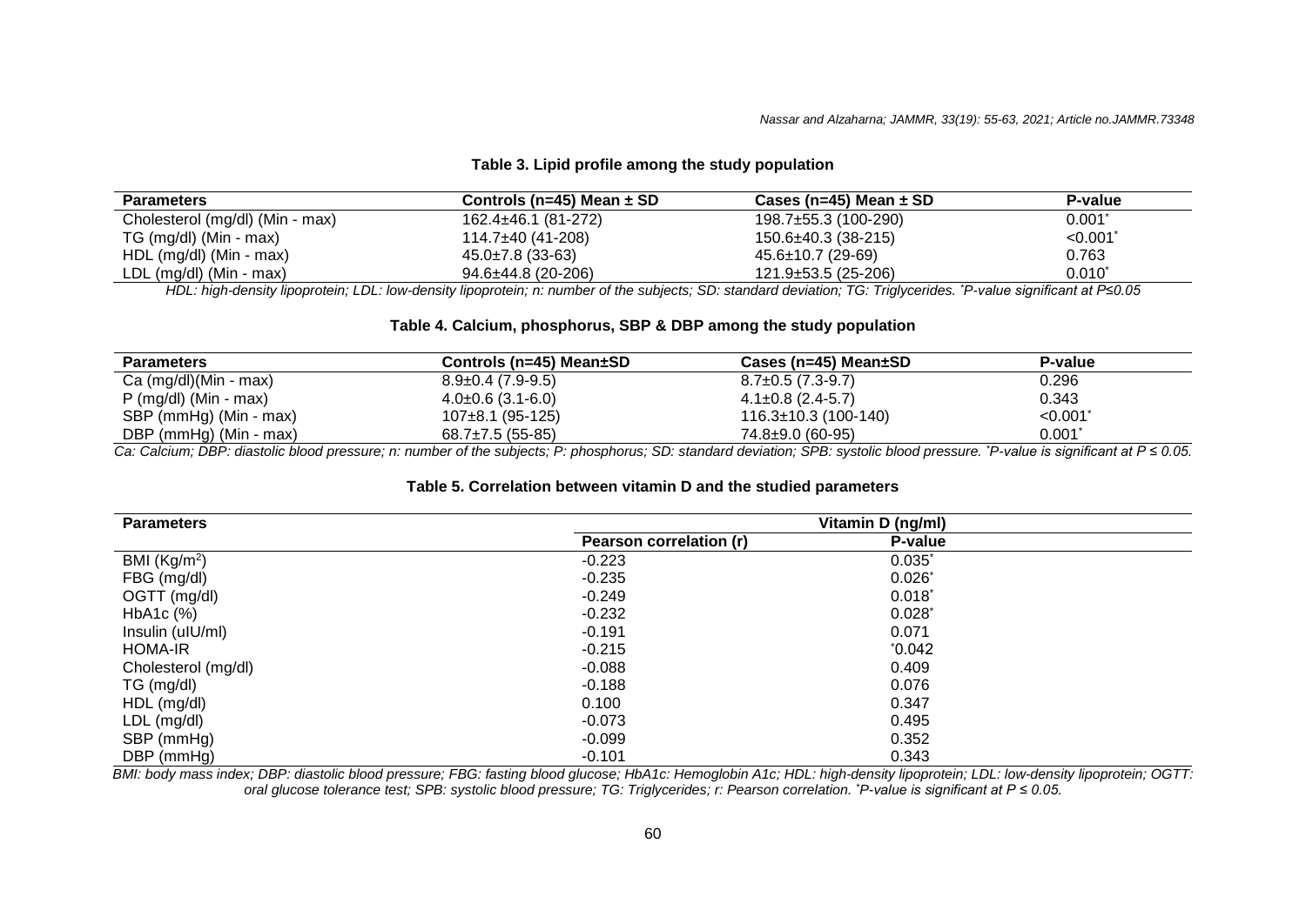**Table 3. Lipid profile among the study population**

| Parameters | Controls (n=45) Mean ± SD | Cases (n=45) Mean ± SD | P-value |
|---|---|---|---|
| Cholesterol (mg/dl) (Min - max) | 162.4±46.1 (81-272) | 198.7±55.3 (100-290) | 0.001* |
| TG (mg/dl) (Min - max) | 114.7±40 (41-208) | 150.6±40.3 (38-215) | <0.001* |
| HDL (mg/dl) (Min - max) | 45.0±7.8 (33-63) | 45.6±10.7 (29-69) | 0.763 |
| LDL (mg/dl) (Min - max) | 94.6±44.8 (20-206) | 121.9±53.5 (25-206) | 0.010* |

*HDL: high-density lipoprotein; LDL: low-density lipoprotein; n: number of the subjects; SD: standard deviation; TG: Triglycerides. \*P-value significant at P≤0.05*

**Table 4. Calcium, phosphorus, SBP & DBP among the study population**

| Parameters | Controls (n=45) Mean±SD | Cases (n=45) Mean±SD | P-value |
|---|---|---|---|
| Ca (mg/dl)(Min - max) | 8.9±0.4 (7.9-9.5) | 8.7±0.5 (7.3-9.7) | 0.296 |
| P (mg/dl) (Min - max) | 4.0±0.6 (3.1-6.0) | 4.1±0.8 (2.4-5.7) | 0.343 |
| SBP (mmHg) (Min - max) | 107±8.1 (95-125) | 116.3±10.3 (100-140) | <0.001* |
| DBP (mmHg) (Min - max) | 68.7±7.5 (55-85) | 74.8±9.0 (60-95) | 0.001* |

*Ca: Calcium; DBP: diastolic blood pressure; n: number of the subjects; P: phosphorus; SD: standard deviation; SPB: systolic blood pressure. \*P-value is significant at P ≤ 0.05.*

**Table 5. Correlation between vitamin D and the studied parameters**

| Parameters | Vitamin D (ng/ml) | |
|---|---|---|
| | Pearson correlation (r) | P-value |
| BMI (Kg/m$^2$) | -0.223 | 0.035* |
| FBG (mg/dl) | -0.235 | 0.026* |
| OGTT (mg/dl) | -0.249 | 0.018* |
| HbA1c (%) | -0.232 | 0.028* |
| Insulin (uIU/ml) | -0.191 | 0.071 |
| HOMA-IR | -0.215 | *0.042 |
| Cholesterol (mg/dl) | -0.088 | 0.409 |
| TG (mg/dl) | -0.188 | 0.076 |
| HDL (mg/dl) | 0.100 | 0.347 |
| LDL (mg/dl) | -0.073 | 0.495 |
| SBP (mmHg) | -0.099 | 0.352 |
| DBP (mmHg) | -0.101 | 0.343 |

*BMI: body mass index; DBP: diastolic blood pressure; FBG: fasting blood glucose; HbA1c: Hemoglobin A1c; HDL: high-density lipoprotein; LDL: low-density lipoprotein; OGTT: oral glucose tolerance test; SPB: systolic blood pressure; TG: Triglycerides; r: Pearson correlation. \*P-value is significant at P ≤ 0.05.*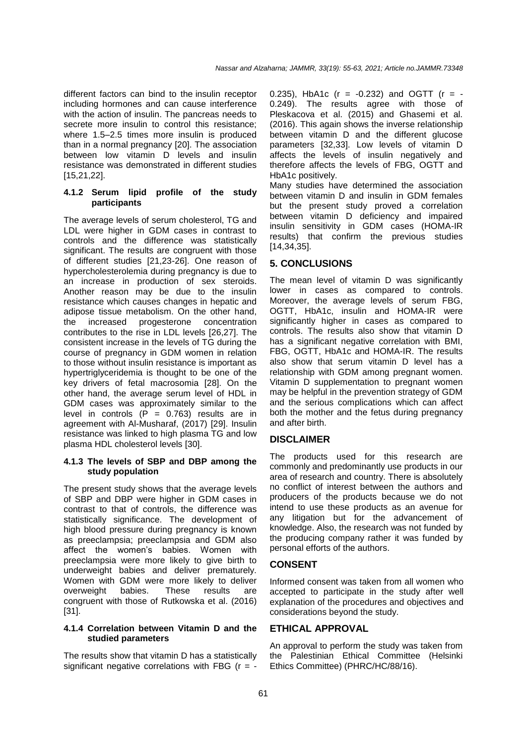different factors can bind to the insulin receptor including hormones and can cause interference with the action of insulin. The pancreas needs to secrete more insulin to control this resistance; where 1.5–2.5 times more insulin is produced than in a normal pregnancy [20]. The association between low vitamin D levels and insulin resistance was demonstrated in different studies [15,21,22].

#### 4.1.2 Serum lipid profile of the study participants

The average levels of serum cholesterol, TG and LDL were higher in GDM cases in contrast to controls and the difference was statistically significant. The results are congruent with those of different studies [21,23-26]. One reason of hypercholesterolemia during pregnancy is due to an increase in production of sex steroids. Another reason may be due to the insulin resistance which causes changes in hepatic and adipose tissue metabolism. On the other hand, the increased progesterone concentration contributes to the rise in LDL levels [26,27]. The consistent increase in the levels of TG during the course of pregnancy in GDM women in relation to those without insulin resistance is important as hypertriglyceridemia is thought to be one of the key drivers of fetal macrosomia [28]. On the other hand, the average serum level of HDL in GDM cases was approximately similar to the level in controls ($P = 0.763$) results are in agreement with Al-Musharaf, (2017) [29]. Insulin resistance was linked to high plasma TG and low plasma HDL cholesterol levels [30].

#### 4.1.3 The levels of SBP and DBP among the study population

The present study shows that the average levels of SBP and DBP were higher in GDM cases in contrast to that of controls, the difference was statistically significance. The development of high blood pressure during pregnancy is known as preeclampsia; preeclampsia and GDM also affect the women's babies. Women with preeclampsia were more likely to give birth to underweight babies and deliver prematurely. Women with GDM were more likely to deliver overweight babies. These results are congruent with those of Rutkowska et al. (2016) [31].

#### 4.1.4 Correlation between Vitamin D and the studied parameters

The results show that vitamin D has a statistically significant negative correlations with FBG ($r = -0.235$), HbA1c ($r = -0.232$) and OGTT ($r = -0.249$). The results agree with those of Pleskacova et al. (2015) and Ghasemi et al. (2016). This again shows the inverse relationship between vitamin D and the different glucose parameters [32,33]. Low levels of vitamin D affects the levels of insulin negatively and therefore affects the levels of FBG, OGTT and HbA1c positively.

Many studies have determined the association between vitamin D and insulin in GDM females but the present study proved a correlation between vitamin D deficiency and impaired insulin sensitivity in GDM cases (HOMA-IR results) that confirm the previous studies [14,34,35].

## 5. CONCLUSIONS

The mean level of vitamin D was significantly lower in cases as compared to controls. Moreover, the average levels of serum FBG, OGTT, HbA1c, insulin and HOMA-IR were significantly higher in cases as compared to controls. The results also show that vitamin D has a significant negative correlation with BMI, FBG, OGTT, HbA1c and HOMA-IR. The results also show that serum vitamin D level has a relationship with GDM among pregnant women. Vitamin D supplementation to pregnant women may be helpful in the prevention strategy of GDM and the serious complications which can affect both the mother and the fetus during pregnancy and after birth.

## DISCLAIMER

The products used for this research are commonly and predominantly use products in our area of research and country. There is absolutely no conflict of interest between the authors and producers of the products because we do not intend to use these products as an avenue for any litigation but for the advancement of knowledge. Also, the research was not funded by the producing company rather it was funded by personal efforts of the authors.

## CONSENT

Informed consent was taken from all women who accepted to participate in the study after well explanation of the procedures and objectives and considerations beyond the study.

## ETHICAL APPROVAL

An approval to perform the study was taken from the Palestinian Ethical Committee (Helsinki Ethics Committee) (PHRC/HC/88/16).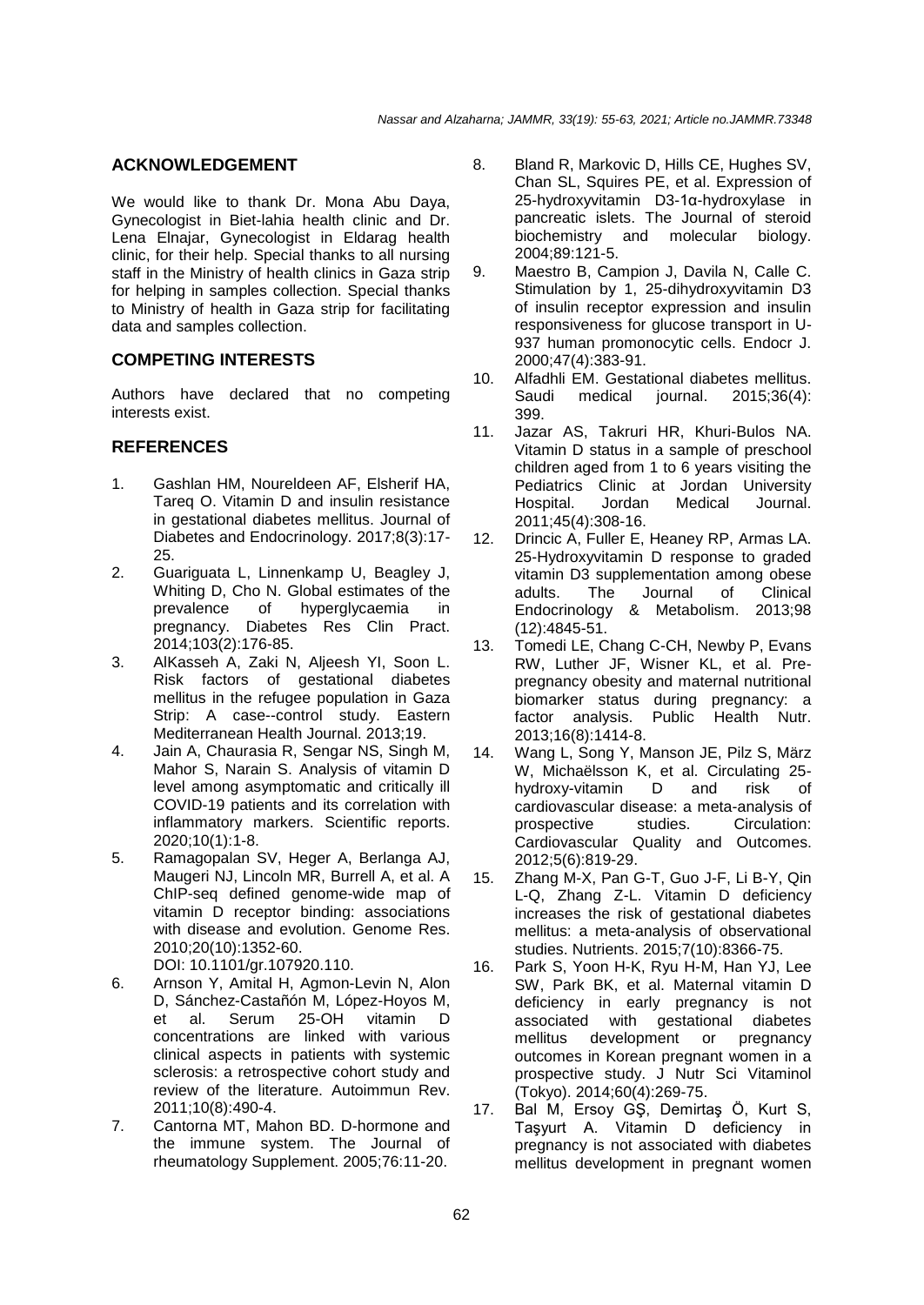## ACKNOWLEDGEMENT

We would like to thank Dr. Mona Abu Daya, Gynecologist in Biet-lahia health clinic and Dr. Lena Elnajar, Gynecologist in Eldarag health clinic, for their help. Special thanks to all nursing staff in the Ministry of health clinics in Gaza strip for helping in samples collection. Special thanks to Ministry of health in Gaza strip for facilitating data and samples collection.

## COMPETING INTERESTS

Authors have declared that no competing interests exist.

## REFERENCES

1. Gashlan HM, Noureldeen AF, Elsherif HA, Tareq O. Vitamin D and insulin resistance in gestational diabetes mellitus. Journal of Diabetes and Endocrinology. 2017;8(3):17-25.
2. Guariguata L, Linnenkamp U, Beagley J, Whiting D, Cho N. Global estimates of the prevalence of hyperglycaemia in pregnancy. Diabetes Res Clin Pract. 2014;103(2):176-85.
3. AlKasseh A, Zaki N, Aljeesh YI, Soon L. Risk factors of gestational diabetes mellitus in the refugee population in Gaza Strip: A case--control study. Eastern Mediterranean Health Journal. 2013;19.
4. Jain A, Chaurasia R, Sengar NS, Singh M, Mahor S, Narain S. Analysis of vitamin D level among asymptomatic and critically ill COVID-19 patients and its correlation with inflammatory markers. Scientific reports. 2020;10(1):1-8.
5. Ramagopalan SV, Heger A, Berlanga AJ, Maugeri NJ, Lincoln MR, Burrell A, et al. A ChIP-seq defined genome-wide map of vitamin D receptor binding: associations with disease and evolution. Genome Res. 2010;20(10):1352-60. DOI: 10.1101/gr.107920.110.
6. Arnson Y, Amital H, Agmon-Levin N, Alon D, Sánchez-Castañón M, López-Hoyos M, et al. Serum 25-OH vitamin D concentrations are linked with various clinical aspects in patients with systemic sclerosis: a retrospective cohort study and review of the literature. Autoimmun Rev. 2011;10(8):490-4.
7. Cantorna MT, Mahon BD. D-hormone and the immune system. The Journal of rheumatology Supplement. 2005;76:11-20.
8. Bland R, Markovic D, Hills CE, Hughes SV, Chan SL, Squires PE, et al. Expression of 25-hydroxyvitamin D3-1α-hydroxylase in pancreatic islets. The Journal of steroid biochemistry and molecular biology. 2004;89:121-5.
9. Maestro B, Campion J, Davila N, Calle C. Stimulation by 1, 25-dihydroxyvitamin D3 of insulin receptor expression and insulin responsiveness for glucose transport in U-937 human promonocytic cells. Endocr J. 2000;47(4):383-91.
10. Alfadhli EM. Gestational diabetes mellitus. Saudi medical journal. 2015;36(4): 399.
11. Jazar AS, Takruri HR, Khuri-Bulos NA. Vitamin D status in a sample of preschool children aged from 1 to 6 years visiting the Pediatrics Clinic at Jordan University Hospital. Jordan Medical Journal. 2011;45(4):308-16.
12. Drincic A, Fuller E, Heaney RP, Armas LA. 25-Hydroxyvitamin D response to graded vitamin D3 supplementation among obese adults. The Journal of Clinical Endocrinology & Metabolism. 2013;98 (12):4845-51.
13. Tomedi LE, Chang C-CH, Newby P, Evans RW, Luther JF, Wisner KL, et al. Pre-pregnancy obesity and maternal nutritional biomarker status during pregnancy: a factor analysis. Public Health Nutr. 2013;16(8):1414-8.
14. Wang L, Song Y, Manson JE, Pilz S, März W, Michaëlsson K, et al. Circulating 25-hydroxy-vitamin D and risk of cardiovascular disease: a meta-analysis of prospective studies. Circulation: Cardiovascular Quality and Outcomes. 2012;5(6):819-29.
15. Zhang M-X, Pan G-T, Guo J-F, Li B-Y, Qin L-Q, Zhang Z-L. Vitamin D deficiency increases the risk of gestational diabetes mellitus: a meta-analysis of observational studies. Nutrients. 2015;7(10):8366-75.
16. Park S, Yoon H-K, Ryu H-M, Han YJ, Lee SW, Park BK, et al. Maternal vitamin D deficiency in early pregnancy is not associated with gestational diabetes mellitus development or pregnancy outcomes in Korean pregnant women in a prospective study. J Nutr Sci Vitaminol (Tokyo). 2014;60(4):269-75.
17. Bal M, Ersoy GŞ, Demirtaş Ö, Kurt S, Taşyurt A. Vitamin D deficiency in pregnancy is not associated with diabetes mellitus development in pregnant women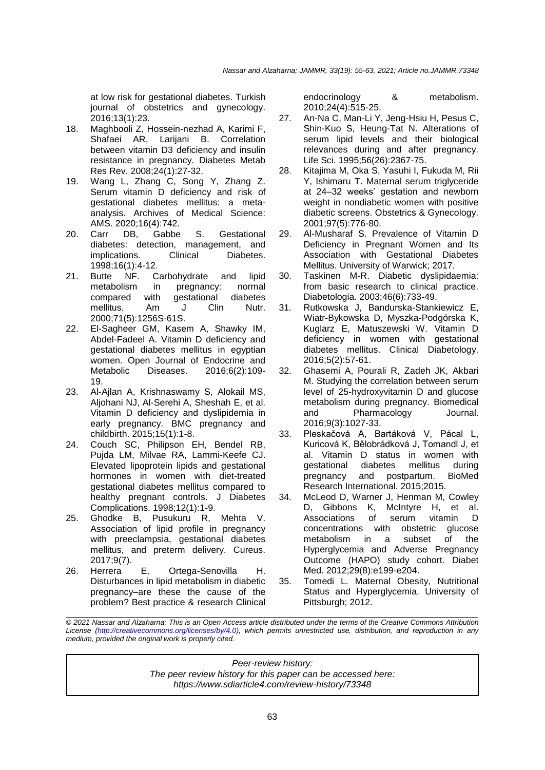at low risk for gestational diabetes. Turkish journal of obstetrics and gynecology. 2016;13(1):23.

18. Maghbooli Z, Hossein-nezhad A, Karimi F, Shafaei AR, Larijani B. Correlation between vitamin D3 deficiency and insulin resistance in pregnancy. Diabetes Metab Res Rev. 2008;24(1):27-32.
19. Wang L, Zhang C, Song Y, Zhang Z. Serum vitamin D deficiency and risk of gestational diabetes mellitus: a meta-analysis. Archives of Medical Science: AMS. 2020;16(4):742.
20. Carr DB, Gabbe S. Gestational diabetes: detection, management, and implications. Clinical Diabetes. 1998;16(1):4-12.
21. Butte NF. Carbohydrate and lipid metabolism in pregnancy: normal compared with gestational diabetes mellitus. Am J Clin Nutr. 2000;71(5):1256S-61S.
22. El-Sagheer GM, Kasem A, Shawky IM, Abdel-Fadeel A. Vitamin D deficiency and gestational diabetes mellitus in egyptian women. Open Journal of Endocrine and Metabolic Diseases. 2016;6(2):109-19.
23. Al-Ajlan A, Krishnaswamy S, Alokail MS, Aljohani NJ, Al-Serehi A, Sheshah E, et al. Vitamin D deficiency and dyslipidemia in early pregnancy. BMC pregnancy and childbirth. 2015;15(1):1-8.
24. Couch SC, Philipson EH, Bendel RB, Pujda LM, Milvae RA, Lammi-Keefe CJ. Elevated lipoprotein lipids and gestational hormones in women with diet-treated gestational diabetes mellitus compared to healthy pregnant controls. J Diabetes Complications. 1998;12(1):1-9.
25. Ghodke B, Pusukuru R, Mehta V. Association of lipid profile in pregnancy with preeclampsia, gestational diabetes mellitus, and preterm delivery. Cureus. 2017;9(7).
26. Herrera E, Ortega-Senovilla H. Disturbances in lipid metabolism in diabetic pregnancy–are these the cause of the problem? Best practice & research Clinical endocrinology & metabolism. 2010;24(4):515-25.
27. An-Na C, Man-Li Y, Jeng-Hsiu H, Pesus C, Shin-Kuo S, Heung-Tat N. Alterations of serum lipid levels and their biological relevances during and after pregnancy. Life Sci. 1995;56(26):2367-75.
28. Kitajima M, Oka S, Yasuhi I, Fukuda M, Rii Y, Ishimaru T. Maternal serum triglyceride at 24–32 weeks' gestation and newborn weight in nondiabetic women with positive diabetic screens. Obstetrics & Gynecology. 2001;97(5):776-80.
29. Al-Musharaf S. Prevalence of Vitamin D Deficiency in Pregnant Women and Its Association with Gestational Diabetes Mellitus. University of Warwick; 2017.
30. Taskinen M-R. Diabetic dyslipidaemia: from basic research to clinical practice. Diabetologia. 2003;46(6):733-49.
31. Rutkowska J, Bandurska-Stankiewicz E, Wiatr-Bykowska D, Myszka-Podgórska K, Kuglarz E, Matuszewski W. Vitamin D deficiency in women with gestational diabetes mellitus. Clinical Diabetology. 2016;5(2):57-61.
32. Ghasemi A, Pourali R, Zadeh JK, Akbari M. Studying the correlation between serum level of 25-hydroxyvitamin D and glucose metabolism during pregnancy. Biomedical and Pharmacology Journal. 2016;9(3):1027-33.
33. Pleskačová A, Bartáková V, Pácal L, Kuricová K, Bělobrádková J, Tomandl J, et al. Vitamin D status in women with gestational diabetes mellitus during pregnancy and postpartum. BioMed Research International. 2015;2015.
34. McLeod D, Warner J, Henman M, Cowley D, Gibbons K, McIntyre H, et al. Associations of serum vitamin D concentrations with obstetric glucose metabolism in a subset of the Hyperglycemia and Adverse Pregnancy Outcome (HAPO) study cohort. Diabet Med. 2012;29(8):e199-e204.
35. Tomedi L. Maternal Obesity, Nutritional Status and Hyperglycemia. University of Pittsburgh; 2012.

---

*© 2021 Nassar and Alzaharna; This is an Open Access article distributed under the terms of the Creative Commons Attribution License (http://creativecommons.org/licenses/by/4.0), which permits unrestricted use, distribution, and reproduction in any medium, provided the original work is properly cited.*

*Peer-review history:*
*The peer review history for this paper can be accessed here:*
*https://www.sdiarticle4.com/review-history/73348*